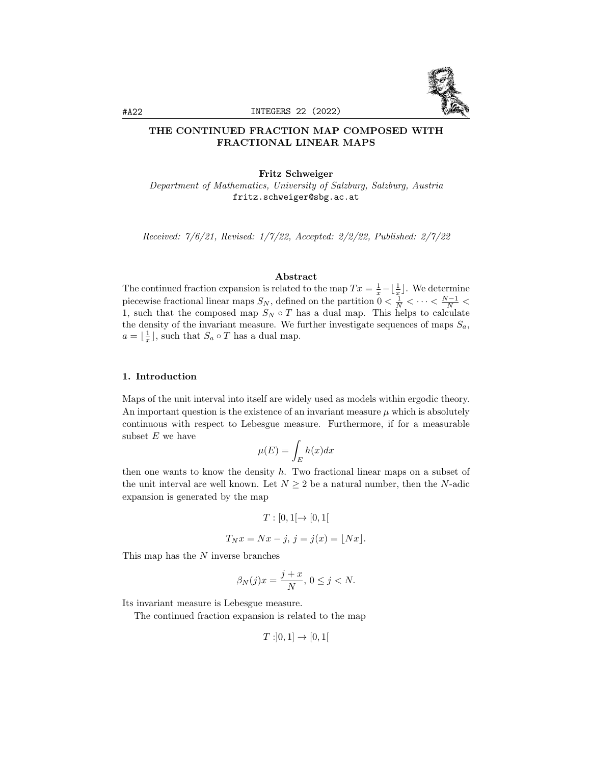# THE CONTINUED FRACTION MAP COMPOSED WITH FRACTIONAL LINEAR MAPS

**Fritz Schweiger**
*Department of Mathematics, University of Salzburg, Salzburg, Austria*
fritz.schweiger@sbg.ac.at

*Received: 7/6/21, Revised: 1/7/22, Accepted: 2/2/22, Published: 2/7/22*

### Abstract

The continued fraction expansion is related to the map $Tx = \frac{1}{x} - \lfloor \frac{1}{x} \rfloor$. We determine piecewise fractional linear maps $S_N$, defined on the partition $0 < \frac{1}{N} < \cdots < \frac{N-1}{N} < 1$, such that the composed map $S_N \circ T$ has a dual map. This helps to calculate the density of the invariant measure. We further investigate sequences of maps $S_a$, $a = \lfloor \frac{1}{x} \rfloor$, such that $S_a \circ T$ has a dual map.

## 1. Introduction

Maps of the unit interval into itself are widely used as models within ergodic theory. An important question is the existence of an invariant measure $\mu$ which is absolutely continuous with respect to Lebesgue measure. Furthermore, if for a measurable subset $E$ we have

$$\mu(E) = \int_E h(x)dx$$

then one wants to know the density $h$. Two fractional linear maps on a subset of the unit interval are well known. Let $N \geq 2$ be a natural number, then the $N$-adic expansion is generated by the map

$$T : [0, 1[ \to [0, 1[$$

$$T_N x = Nx - j,\ j = j(x) = \lfloor Nx \rfloor.$$

This map has the $N$ inverse branches

$$\beta_N(j)x = \frac{j + x}{N},\ 0 \leq j < N.$$

Its invariant measure is Lebesgue measure.

The continued fraction expansion is related to the map

$$T : ]0, 1] \to [0, 1[$$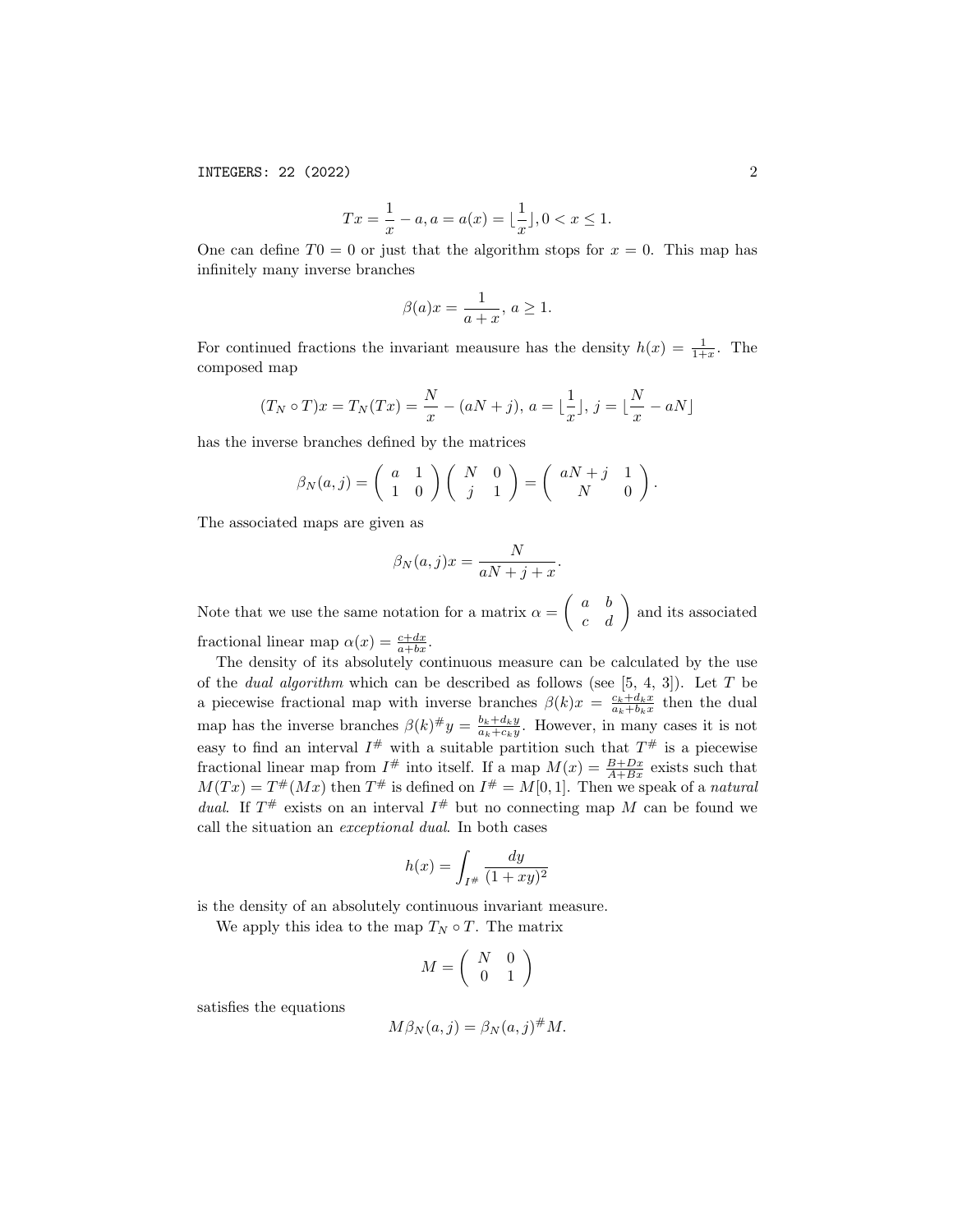$$Tx = \frac{1}{x} - a, a = a(x) = \lfloor \frac{1}{x} \rfloor, 0 < x \leq 1.$$

One can define $T0 = 0$ or just that the algorithm stops for $x = 0$. This map has infinitely many inverse branches

$$\beta(a)x = \frac{1}{a+x}, \; a \geq 1.$$

For continued fractions the invariant meausure has the density $h(x) = \frac{1}{1+x}$. The composed map

$$(T_N \circ T)x = T_N(Tx) = \frac{N}{x} - (aN + j), \; a = \lfloor \frac{1}{x} \rfloor, \; j = \lfloor \frac{N}{x} - aN \rfloor$$

has the inverse branches defined by the matrices

$$\beta_N(a,j) = \begin{pmatrix} a & 1 \\ 1 & 0 \end{pmatrix} \begin{pmatrix} N & 0 \\ j & 1 \end{pmatrix} = \begin{pmatrix} aN+j & 1 \\ N & 0 \end{pmatrix}.$$

The associated maps are given as

$$\beta_N(a,j)x = \frac{N}{aN + j + x}.$$

Note that we use the same notation for a matrix $\alpha = \begin{pmatrix} a & b \\ c & d \end{pmatrix}$ and its associated fractional linear map $\alpha(x) = \frac{c+dx}{a+bx}$.

The density of its absolutely continuous measure can be calculated by the use of the *dual algorithm* which can be described as follows (see [5, 4, 3]). Let $T$ be a piecewise fractional map with inverse branches $\beta(k)x = \frac{c_k + d_k x}{a_k + b_k x}$ then the dual map has the inverse branches $\beta(k)^{\#}y = \frac{b_k + d_k y}{a_k + c_k y}$. However, in many cases it is not easy to find an interval $I^{\#}$ with a suitable partition such that $T^{\#}$ is a piecewise fractional linear map from $I^{\#}$ into itself. If a map $M(x) = \frac{B+Dx}{A+Bx}$ exists such that $M(Tx) = T^{\#}(Mx)$ then $T^{\#}$ is defined on $I^{\#} = M[0,1]$. Then we speak of a *natural dual*. If $T^{\#}$ exists on an interval $I^{\#}$ but no connecting map $M$ can be found we call the situation an *exceptional dual*. In both cases

$$h(x) = \int_{I^{\#}} \frac{dy}{(1+xy)^2}$$

is the density of an absolutely continuous invariant measure.

We apply this idea to the map $T_N \circ T$. The matrix

$$M = \begin{pmatrix} N & 0 \\ 0 & 1 \end{pmatrix}$$

satisfies the equations

$$M\beta_N(a,j) = \beta_N(a,j)^{\#} M.$$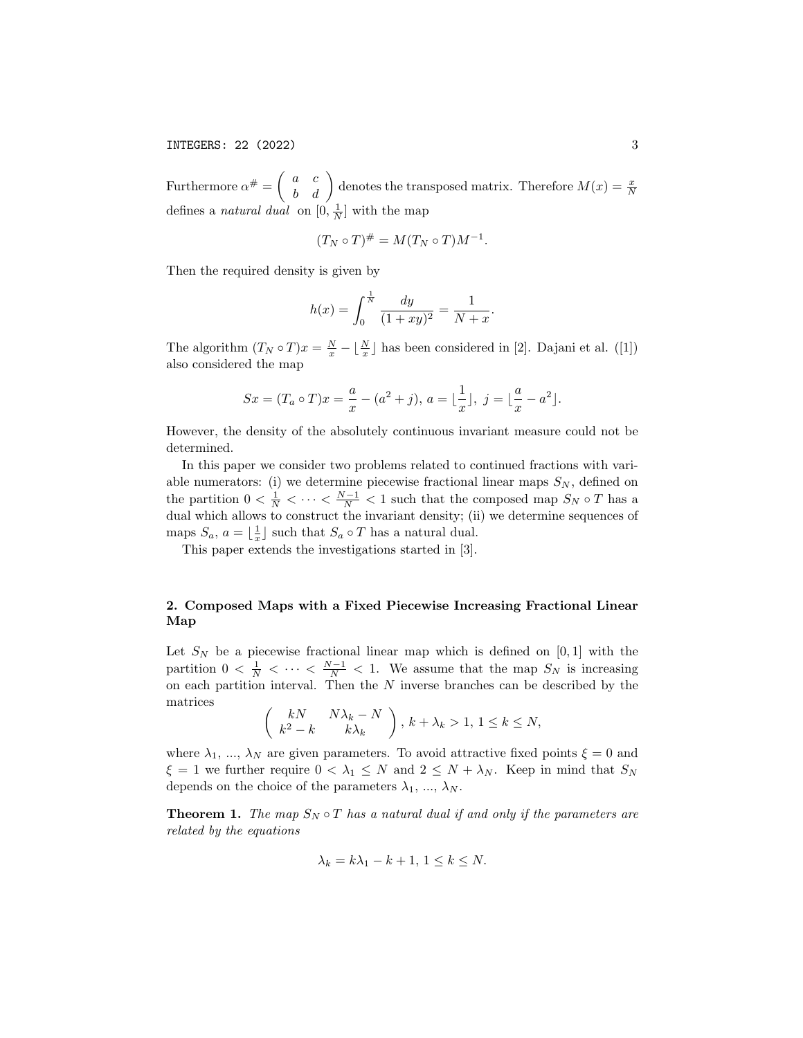Furthermore $\alpha^{\#} = \begin{pmatrix} a & c \\ b & d \end{pmatrix}$ denotes the transposed matrix. Therefore $M(x) = \frac{x}{N}$ defines a *natural dual* on $[0, \frac{1}{N}]$ with the map

$$(T_N \circ T)^{\#} = M(T_N \circ T)M^{-1}.$$

Then the required density is given by

$$h(x) = \int_0^{\frac{1}{N}} \frac{dy}{(1+xy)^2} = \frac{1}{N+x}.$$

The algorithm $(T_N \circ T)x = \frac{N}{x} - \lfloor \frac{N}{x} \rfloor$ has been considered in [2]. Dajani et al. ([1]) also considered the map

$$Sx = (T_a \circ T)x = \frac{a}{x} - (a^2 + j),\ a = \lfloor \frac{1}{x} \rfloor,\ j = \lfloor \frac{a}{x} - a^2 \rfloor.$$

However, the density of the absolutely continuous invariant measure could not be determined.

In this paper we consider two problems related to continued fractions with variable numerators: (i) we determine piecewise fractional linear maps $S_N$, defined on the partition $0 < \frac{1}{N} < \cdots < \frac{N-1}{N} < 1$ such that the composed map $S_N \circ T$ has a dual which allows to construct the invariant density; (ii) we determine sequences of maps $S_a$, $a = \lfloor \frac{1}{x} \rfloor$ such that $S_a \circ T$ has a natural dual.

This paper extends the investigations started in [3].

## 2. Composed Maps with a Fixed Piecewise Increasing Fractional Linear Map

Let $S_N$ be a piecewise fractional linear map which is defined on $[0, 1]$ with the partition $0 < \frac{1}{N} < \cdots < \frac{N-1}{N} < 1$. We assume that the map $S_N$ is increasing on each partition interval. Then the $N$ inverse branches can be described by the matrices

$$\begin{pmatrix} kN & N\lambda_k - N \\ k^2 - k & k\lambda_k \end{pmatrix},\ k + \lambda_k > 1,\ 1 \leq k \leq N,$$

where $\lambda_1, \ldots, \lambda_N$ are given parameters. To avoid attractive fixed points $\xi = 0$ and $\xi = 1$ we further require $0 < \lambda_1 \leq N$ and $2 \leq N + \lambda_N$. Keep in mind that $S_N$ depends on the choice of the parameters $\lambda_1, \ldots, \lambda_N$.

**Theorem 1.** *The map $S_N \circ T$ has a natural dual if and only if the parameters are related by the equations*

$$\lambda_k = k\lambda_1 - k + 1,\ 1 \leq k \leq N.$$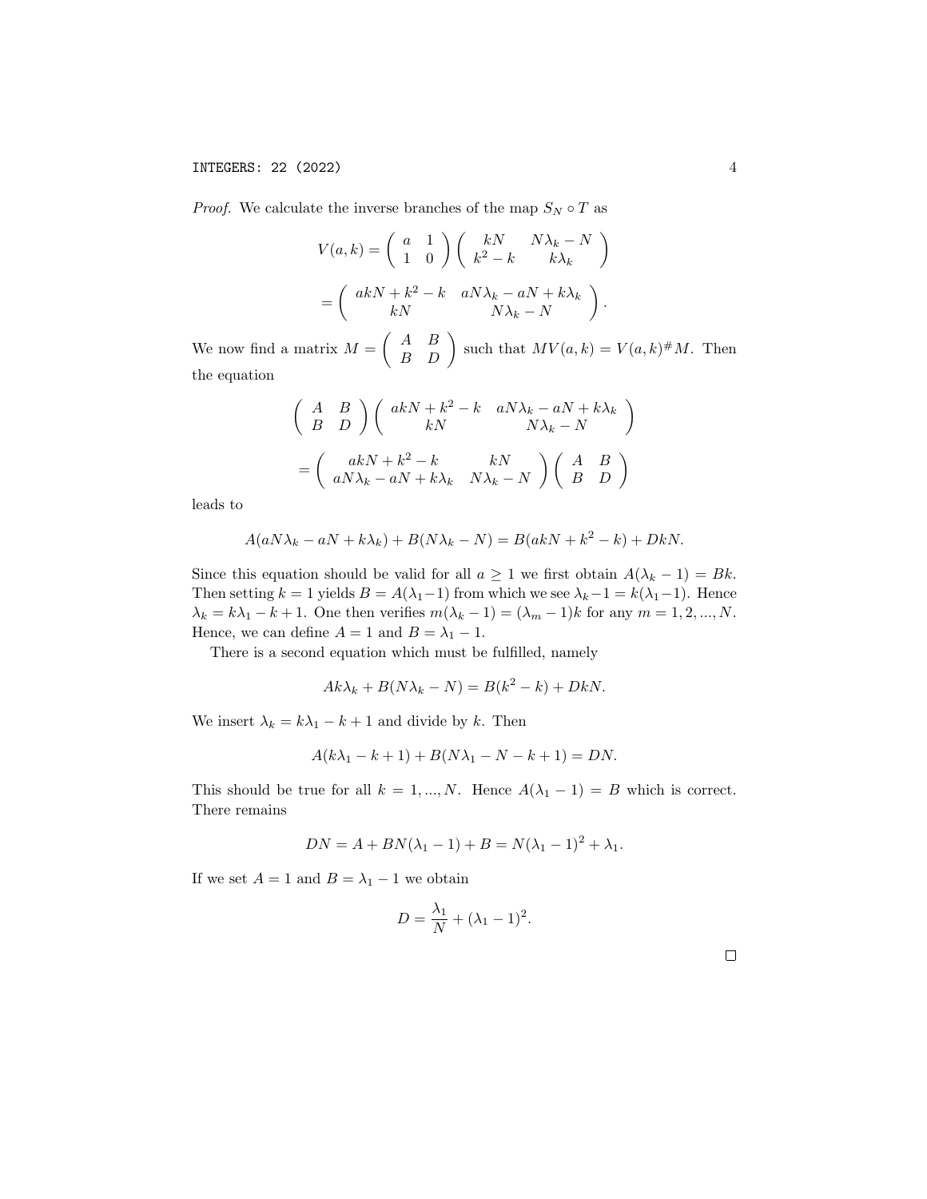*Proof.* We calculate the inverse branches of the map $S_N \circ T$ as

$$V(a,k) = \begin{pmatrix} a & 1 \\ 1 & 0 \end{pmatrix} \begin{pmatrix} kN & N\lambda_k - N \\ k^2 - k & k\lambda_k \end{pmatrix}$$

$$= \begin{pmatrix} akN + k^2 - k & aN\lambda_k - aN + k\lambda_k \\ kN & N\lambda_k - N \end{pmatrix}.$$

We now find a matrix $M = \begin{pmatrix} A & B \\ B & D \end{pmatrix}$ such that $MV(a,k) = V(a,k)^{\#}M$. Then the equation

$$\begin{pmatrix} A & B \\ B & D \end{pmatrix} \begin{pmatrix} akN + k^2 - k & aN\lambda_k - aN + k\lambda_k \\ kN & N\lambda_k - N \end{pmatrix}$$

$$= \begin{pmatrix} akN + k^2 - k & kN \\ aN\lambda_k - aN + k\lambda_k & N\lambda_k - N \end{pmatrix} \begin{pmatrix} A & B \\ B & D \end{pmatrix}$$

leads to

$$A(aN\lambda_k - aN + k\lambda_k) + B(N\lambda_k - N) = B(akN + k^2 - k) + DkN.$$

Since this equation should be valid for all $a \geq 1$ we first obtain $A(\lambda_k - 1) = Bk$. Then setting $k = 1$ yields $B = A(\lambda_1 - 1)$ from which we see $\lambda_k - 1 = k(\lambda_1 - 1)$. Hence $\lambda_k = k\lambda_1 - k + 1$. One then verifies $m(\lambda_k - 1) = (\lambda_m - 1)k$ for any $m = 1, 2, ..., N$. Hence, we can define $A = 1$ and $B = \lambda_1 - 1$.

There is a second equation which must be fulfilled, namely

$$Ak\lambda_k + B(N\lambda_k - N) = B(k^2 - k) + DkN.$$

We insert $\lambda_k = k\lambda_1 - k + 1$ and divide by $k$. Then

$$A(k\lambda_1 - k + 1) + B(N\lambda_1 - N - k + 1) = DN.$$

This should be true for all $k = 1, ..., N$. Hence $A(\lambda_1 - 1) = B$ which is correct. There remains

$$DN = A + BN(\lambda_1 - 1) + B = N(\lambda_1 - 1)^2 + \lambda_1.$$

If we set $A = 1$ and $B = \lambda_1 - 1$ we obtain

$$D = \frac{\lambda_1}{N} + (\lambda_1 - 1)^2.$$

□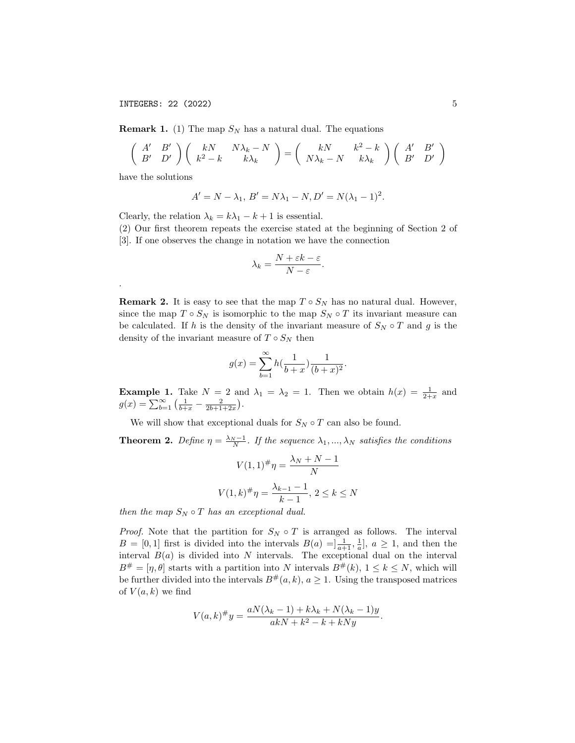**Remark 1.** (1) The map $S_N$ has a natural dual. The equations

$$\begin{pmatrix} A' & B' \\ B' & D' \end{pmatrix} \begin{pmatrix} kN & N\lambda_k - N \\ k^2 - k & k\lambda_k \end{pmatrix} = \begin{pmatrix} kN & k^2 - k \\ N\lambda_k - N & k\lambda_k \end{pmatrix} \begin{pmatrix} A' & B' \\ B' & D' \end{pmatrix}$$

have the solutions

$$A' = N - \lambda_1,\ B' = N\lambda_1 - N, D' = N(\lambda_1 - 1)^2.$$

Clearly, the relation $\lambda_k = k\lambda_1 - k + 1$ is essential.

(2) Our first theorem repeats the exercise stated at the beginning of Section 2 of [3]. If one observes the change in notation we have the connection

$$\lambda_k = \frac{N + \varepsilon k - \varepsilon}{N - \varepsilon}.$$

.

**Remark 2.** It is easy to see that the map $T \circ S_N$ has no natural dual. However, since the map $T \circ S_N$ is isomorphic to the map $S_N \circ T$ its invariant measure can be calculated. If $h$ is the density of the invariant measure of $S_N \circ T$ and $g$ is the density of the invariant measure of $T \circ S_N$ then

$$g(x) = \sum_{b=1}^{\infty} h(\frac{1}{b+x})\frac{1}{(b+x)^2}.$$

**Example 1.** Take $N = 2$ and $\lambda_1 = \lambda_2 = 1$. Then we obtain $h(x) = \frac{1}{2+x}$ and $g(x) = \sum_{b=1}^{\infty} \left(\frac{1}{b+x} - \frac{2}{2b+1+2x}\right)$.

We will show that exceptional duals for $S_N \circ T$ can also be found.

**Theorem 2.** *Define $\eta = \frac{\lambda_N - 1}{N}$. If the sequence $\lambda_1, ..., \lambda_N$ satisfies the conditions*

$$V(1,1)^{\#}\eta = \frac{\lambda_N + N - 1}{N}$$

$$V(1,k)^{\#}\eta = \frac{\lambda_{k-1} - 1}{k - 1},\ 2 \leq k \leq N$$

*then the map $S_N \circ T$ has an exceptional dual.*

*Proof.* Note that the partition for $S_N \circ T$ is arranged as follows. The interval $B = [0, 1]$ first is divided into the intervals $B(a) = ]\frac{1}{a+1}, \frac{1}{a}]$, $a \geq 1$, and then the interval $B(a)$ is divided into $N$ intervals. The exceptional dual on the interval $B^{\#} = [\eta, \theta]$ starts with a partition into $N$ intervals $B^{\#}(k)$, $1 \leq k \leq N$, which will be further divided into the intervals $B^{\#}(a, k)$, $a \geq 1$. Using the transposed matrices of $V(a, k)$ we find

$$V(a,k)^{\#}y = \frac{aN(\lambda_k - 1) + k\lambda_k + N(\lambda_k - 1)y}{akN + k^2 - k + kNy}.$$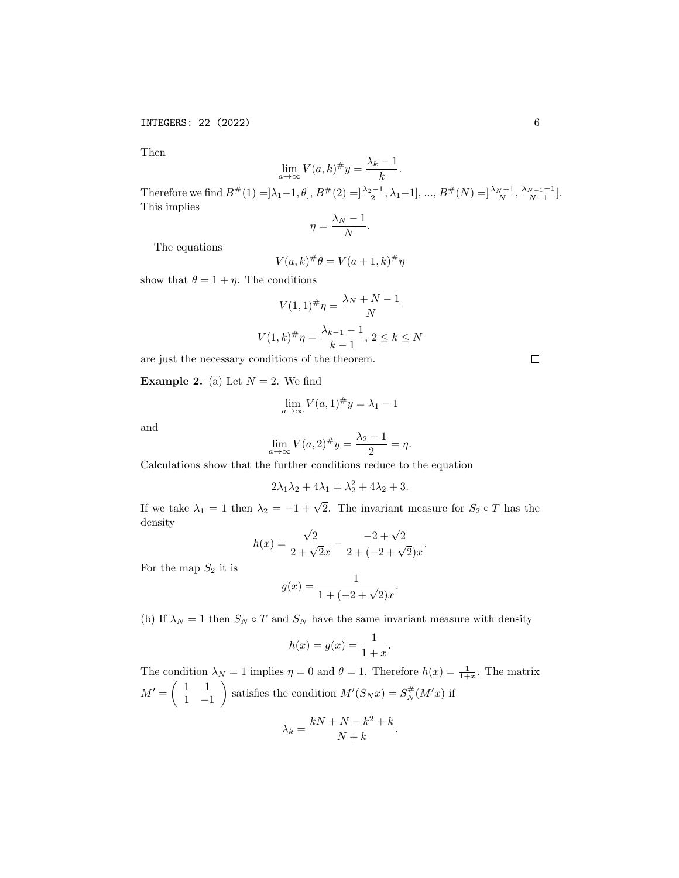Then

$$\lim_{a\to\infty} V(a,k)^{\#} y = \frac{\lambda_k - 1}{k}.$$

Therefore we find $B^{\#}(1) = ]\lambda_1 - 1, \theta]$, $B^{\#}(2) = ]\frac{\lambda_2-1}{2}, \lambda_1 - 1]$, ..., $B^{\#}(N) = ]\frac{\lambda_N-1}{N}, \frac{\lambda_{N-1}-1}{N-1}]$. This implies

$$\eta = \frac{\lambda_N - 1}{N}.$$

The equations

$$V(a,k)^{\#}\theta = V(a+1,k)^{\#}\eta$$

show that $\theta = 1 + \eta$. The conditions

$$V(1,1)^{\#}\eta = \frac{\lambda_N + N - 1}{N}$$

$$V(1,k)^{\#}\eta = \frac{\lambda_{k-1} - 1}{k-1},\ 2 \le k \le N$$

are just the necessary conditions of the theorem. □

**Example 2.** (a) Let $N = 2$. We find

$$\lim_{a\to\infty} V(a,1)^{\#} y = \lambda_1 - 1$$

and

$$\lim_{a\to\infty} V(a,2)^{\#} y = \frac{\lambda_2 - 1}{2} = \eta.$$

Calculations show that the further conditions reduce to the equation

$$2\lambda_1\lambda_2 + 4\lambda_1 = \lambda_2^2 + 4\lambda_2 + 3.$$

If we take $\lambda_1 = 1$ then $\lambda_2 = -1 + \sqrt{2}$. The invariant measure for $S_2 \circ T$ has the density

$$h(x) = \frac{\sqrt{2}}{2 + \sqrt{2}x} - \frac{-2 + \sqrt{2}}{2 + (-2 + \sqrt{2})x}.$$

For the map $S_2$ it is

$$g(x) = \frac{1}{1 + (-2 + \sqrt{2})x}.$$

(b) If $\lambda_N = 1$ then $S_N \circ T$ and $S_N$ have the same invariant measure with density

$$h(x) = g(x) = \frac{1}{1+x}.$$

The condition $\lambda_N = 1$ implies $\eta = 0$ and $\theta = 1$. Therefore $h(x) = \frac{1}{1+x}$. The matrix $M' = \begin{pmatrix} 1 & 1 \\ 1 & -1 \end{pmatrix}$ satisfies the condition $M'(S_N x) = S_N^{\#}(M'x)$ if

$$\lambda_k = \frac{kN + N - k^2 + k}{N + k}.$$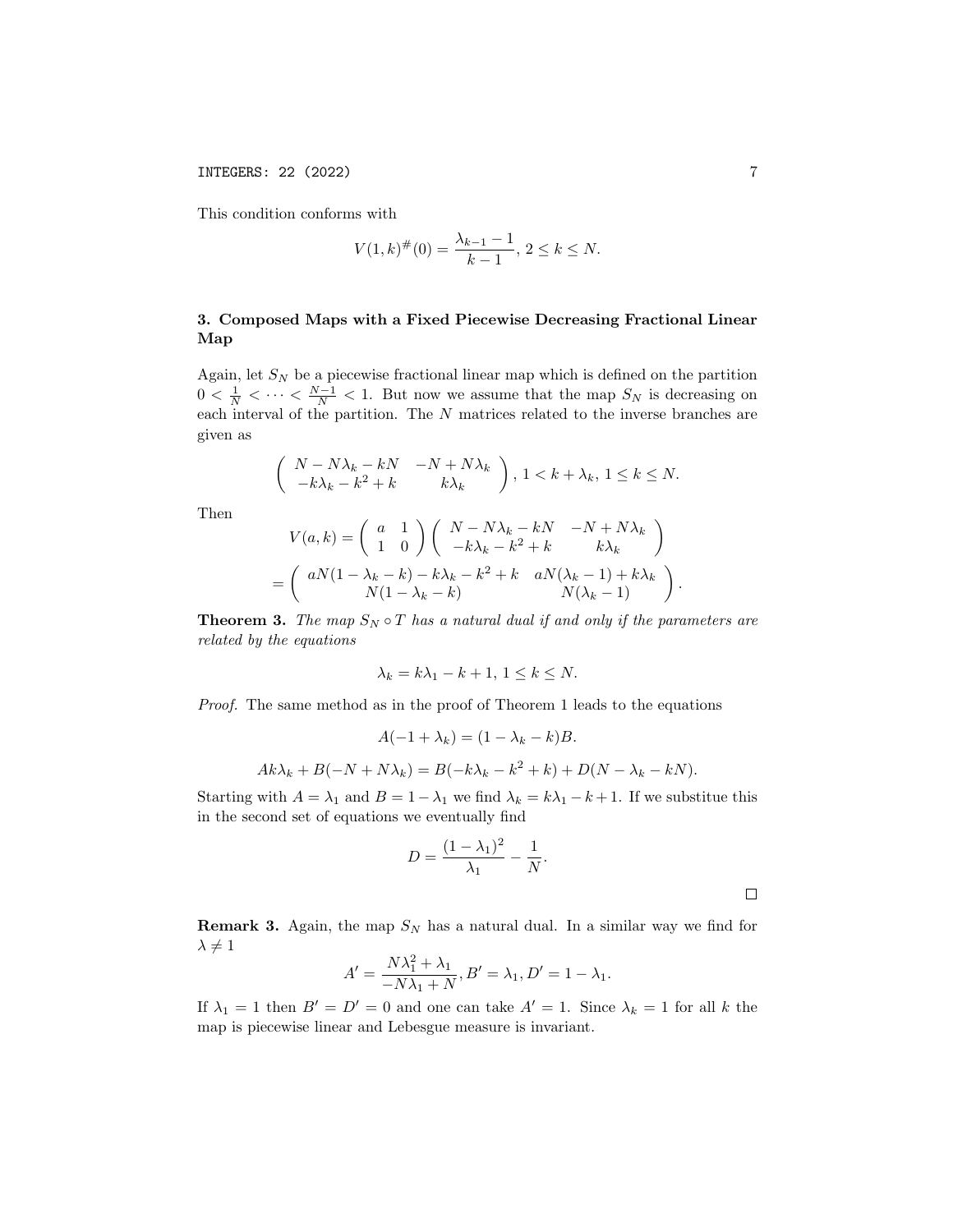This condition conforms with

$$V(1,k)^{\#}(0) = \frac{\lambda_{k-1} - 1}{k-1},\; 2 \le k \le N.$$

## 3. Composed Maps with a Fixed Piecewise Decreasing Fractional Linear Map

Again, let $S_N$ be a piecewise fractional linear map which is defined on the partition $0 < \frac{1}{N} < \cdots < \frac{N-1}{N} < 1$. But now we assume that the map $S_N$ is decreasing on each interval of the partition. The $N$ matrices related to the inverse branches are given as

$$\begin{pmatrix} N - N\lambda_k - kN & -N + N\lambda_k \\ -k\lambda_k - k^2 + k & k\lambda_k \end{pmatrix},\; 1 < k + \lambda_k,\; 1 \le k \le N.$$

Then

$$V(a,k) = \begin{pmatrix} a & 1 \\ 1 & 0 \end{pmatrix} \begin{pmatrix} N - N\lambda_k - kN & -N + N\lambda_k \\ -k\lambda_k - k^2 + k & k\lambda_k \end{pmatrix}$$

$$= \begin{pmatrix} aN(1 - \lambda_k - k) - k\lambda_k - k^2 + k & aN(\lambda_k - 1) + k\lambda_k \\ N(1 - \lambda_k - k) & N(\lambda_k - 1) \end{pmatrix}.$$

**Theorem 3.** *The map $S_N \circ T$ has a natural dual if and only if the parameters are related by the equations*

$$\lambda_k = k\lambda_1 - k + 1,\; 1 \le k \le N.$$

*Proof.* The same method as in the proof of Theorem 1 leads to the equations

$$A(-1 + \lambda_k) = (1 - \lambda_k - k)B.$$

$$Ak\lambda_k + B(-N + N\lambda_k) = B(-k\lambda_k - k^2 + k) + D(N - \lambda_k - kN).$$

Starting with $A = \lambda_1$ and $B = 1 - \lambda_1$ we find $\lambda_k = k\lambda_1 - k + 1$. If we substitue this in the second set of equations we eventually find

$$D = \frac{(1 - \lambda_1)^2}{\lambda_1} - \frac{1}{N}.$$

$\square$

**Remark 3.** Again, the map $S_N$ has a natural dual. In a similar way we find for $\lambda \neq 1$

$$A' = \frac{N\lambda_1^2 + \lambda_1}{-N\lambda_1 + N}, B' = \lambda_1, D' = 1 - \lambda_1.$$

If $\lambda_1 = 1$ then $B' = D' = 0$ and one can take $A' = 1$. Since $\lambda_k = 1$ for all $k$ the map is piecewise linear and Lebesgue measure is invariant.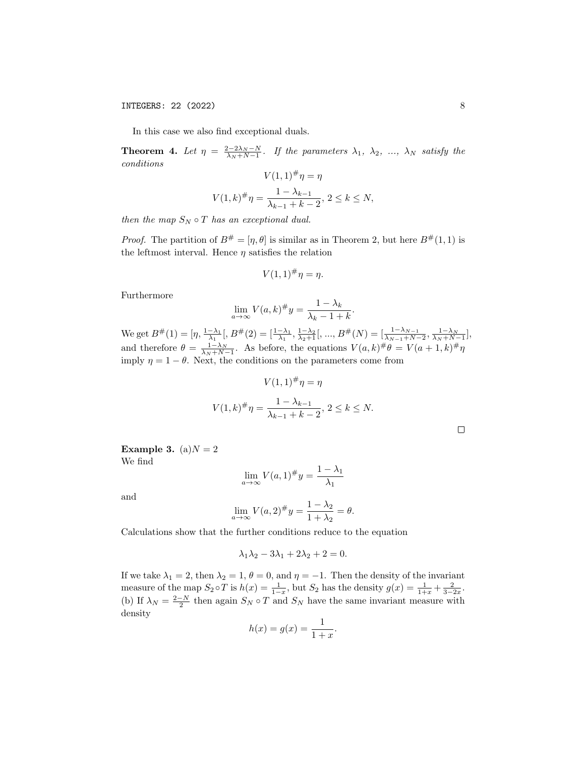In this case we also find exceptional duals.

**Theorem 4.** *Let* $\eta = \frac{2-2\lambda_N - N}{\lambda_N + N - 1}$. *If the parameters* $\lambda_1, \lambda_2, ..., \lambda_N$ *satisfy the conditions*

$$V(1,1)^{\#}\eta = \eta$$

$$V(1,k)^{\#}\eta = \frac{1-\lambda_{k-1}}{\lambda_{k-1}+k-2},\ 2 \leq k \leq N,$$

*then the map* $S_N \circ T$ *has an exceptional dual.*

*Proof.* The partition of $B^{\#} = [\eta, \theta]$ is similar as in Theorem 2, but here $B^{\#}(1,1)$ is the leftmost interval. Hence $\eta$ satisfies the relation

$$V(1,1)^{\#}\eta = \eta.$$

Furthermore

$$\lim_{a\to\infty} V(a,k)^{\#}y = \frac{1-\lambda_k}{\lambda_k - 1 + k}.$$

We get $B^{\#}(1) = [\eta, \frac{1-\lambda_1}{\lambda_1}[$, $B^{\#}(2) = [\frac{1-\lambda_1}{\lambda_1}, \frac{1-\lambda_2}{\lambda_2+1}[$, ..., $B^{\#}(N) = [\frac{1-\lambda_{N-1}}{\lambda_{N-1}+N-2}, \frac{1-\lambda_N}{\lambda_N+N-1}]$, and therefore $\theta = \frac{1-\lambda_N}{\lambda_N+N-1}$. As before, the equations $V(a,k)^{\#}\theta = V(a+1,k)^{\#}\eta$ imply $\eta = 1-\theta$. Next, the conditions on the parameters come from

$$V(1,1)^{\#}\eta = \eta$$

$$V(1,k)^{\#}\eta = \frac{1-\lambda_{k-1}}{\lambda_{k-1}+k-2},\ 2 \leq k \leq N.$$

□

**Example 3.** (a)$N = 2$
We find

$$\lim_{a\to\infty} V(a,1)^{\#}y = \frac{1-\lambda_1}{\lambda_1}$$

and

$$\lim_{a\to\infty} V(a,2)^{\#}y = \frac{1-\lambda_2}{1+\lambda_2} = \theta.$$

Calculations show that the further conditions reduce to the equation

$$\lambda_1\lambda_2 - 3\lambda_1 + 2\lambda_2 + 2 = 0.$$

If we take $\lambda_1 = 2$, then $\lambda_2 = 1$, $\theta = 0$, and $\eta = -1$. Then the density of the invariant measure of the map $S_2 \circ T$ is $h(x) = \frac{1}{1-x}$, but $S_2$ has the density $g(x) = \frac{1}{1+x} + \frac{2}{3-2x}$.
(b) If $\lambda_N = \frac{2-N}{2}$ then again $S_N \circ T$ and $S_N$ have the same invariant measure with density

$$h(x) = g(x) = \frac{1}{1+x}.$$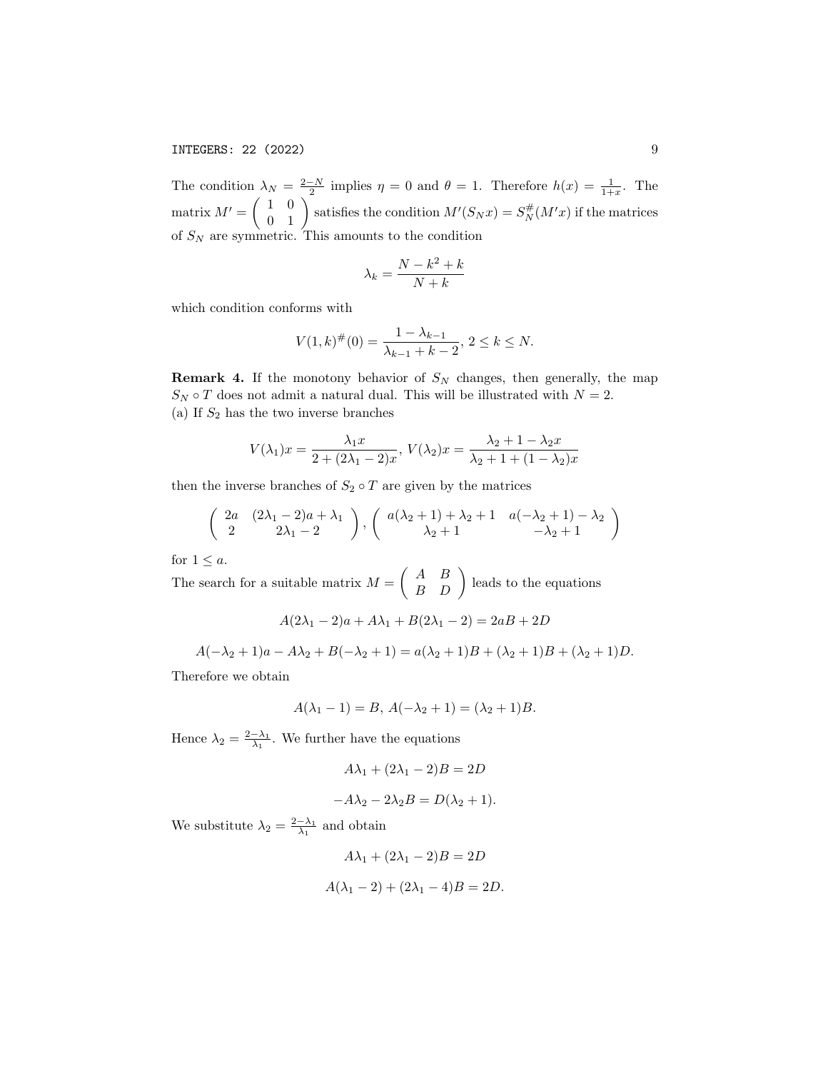The condition $\lambda_N = \frac{2-N}{2}$ implies $\eta = 0$ and $\theta = 1$. Therefore $h(x) = \frac{1}{1+x}$. The matrix $M' = \begin{pmatrix} 1 & 0 \\ 0 & 1 \end{pmatrix}$ satisfies the condition $M'(S_N x) = S_N^{\#}(M'x)$ if the matrices of $S_N$ are symmetric. This amounts to the condition

$$\lambda_k = \frac{N - k^2 + k}{N + k}$$

which condition conforms with

$$V(1,k)^{\#}(0) = \frac{1 - \lambda_{k-1}}{\lambda_{k-1} + k - 2},\ 2 \leq k \leq N.$$

**Remark 4.** If the monotony behavior of $S_N$ changes, then generally, the map $S_N \circ T$ does not admit a natural dual. This will be illustrated with $N = 2$.
(a) If $S_2$ has the two inverse branches

$$V(\lambda_1)x = \frac{\lambda_1 x}{2 + (2\lambda_1 - 2)x},\ V(\lambda_2)x = \frac{\lambda_2 + 1 - \lambda_2 x}{\lambda_2 + 1 + (1 - \lambda_2)x}$$

then the inverse branches of $S_2 \circ T$ are given by the matrices

$$\begin{pmatrix} 2a & (2\lambda_1 - 2)a + \lambda_1 \\ 2 & 2\lambda_1 - 2 \end{pmatrix},\ \begin{pmatrix} a(\lambda_2 + 1) + \lambda_2 + 1 & a(-\lambda_2 + 1) - \lambda_2 \\ \lambda_2 + 1 & -\lambda_2 + 1 \end{pmatrix}$$

for $1 \leq a$.
The search for a suitable matrix $M = \begin{pmatrix} A & B \\ B & D \end{pmatrix}$ leads to the equations

$$A(2\lambda_1 - 2)a + A\lambda_1 + B(2\lambda_1 - 2) = 2aB + 2D$$

$$A(-\lambda_2 + 1)a - A\lambda_2 + B(-\lambda_2 + 1) = a(\lambda_2 + 1)B + (\lambda_2 + 1)B + (\lambda_2 + 1)D.$$

Therefore we obtain

$$A(\lambda_1 - 1) = B,\ A(-\lambda_2 + 1) = (\lambda_2 + 1)B.$$

Hence $\lambda_2 = \frac{2-\lambda_1}{\lambda_1}$. We further have the equations

$$A\lambda_1 + (2\lambda_1 - 2)B = 2D$$

$$-A\lambda_2 - 2\lambda_2 B = D(\lambda_2 + 1).$$

We substitute $\lambda_2 = \frac{2-\lambda_1}{\lambda_1}$ and obtain

$$A\lambda_1 + (2\lambda_1 - 2)B = 2D$$

$$A(\lambda_1 - 2) + (2\lambda_1 - 4)B = 2D.$$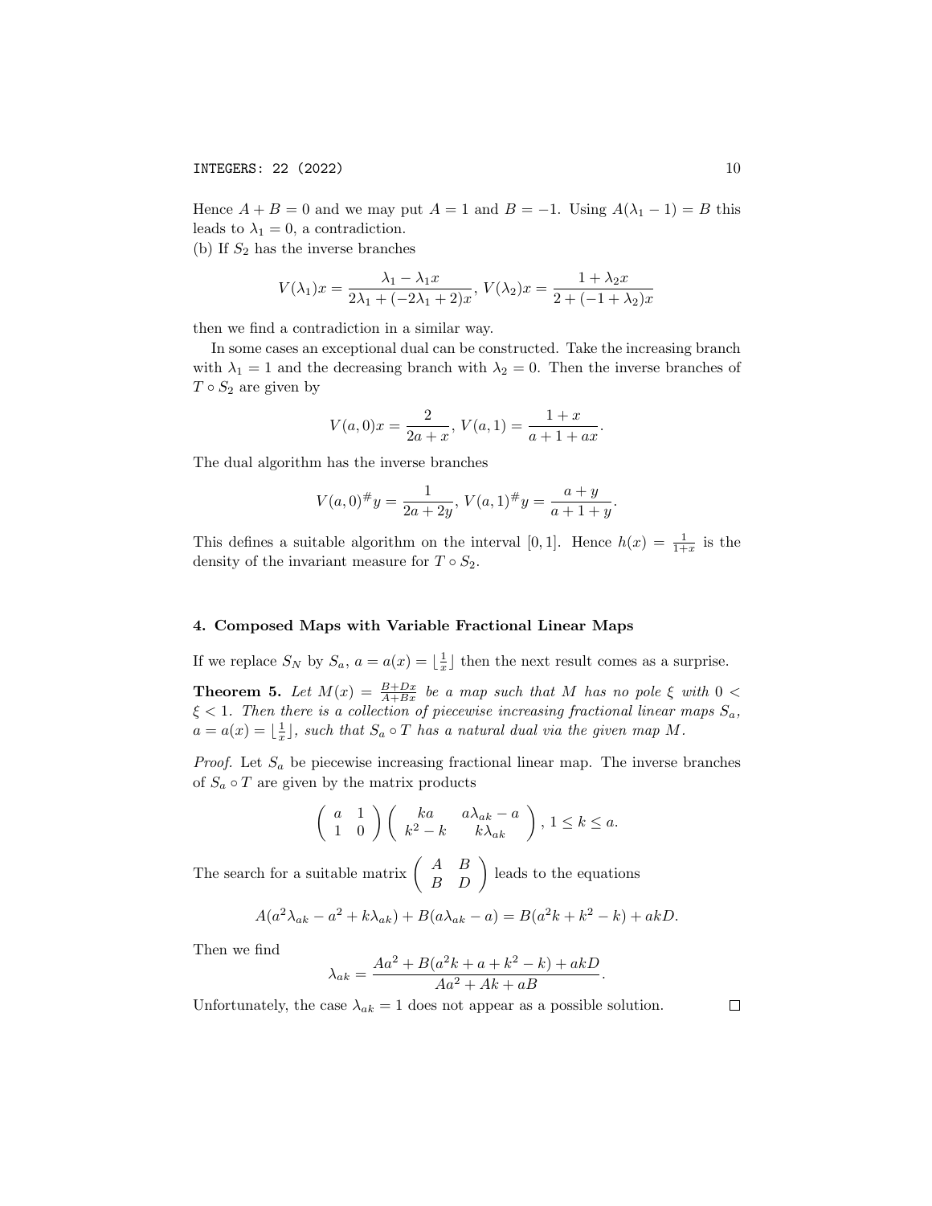Hence $A + B = 0$ and we may put $A = 1$ and $B = -1$. Using $A(\lambda_1 - 1) = B$ this leads to $\lambda_1 = 0$, a contradiction.

(b) If $S_2$ has the inverse branches

$$V(\lambda_1)x = \frac{\lambda_1 - \lambda_1 x}{2\lambda_1 + (-2\lambda_1 + 2)x},\ V(\lambda_2)x = \frac{1 + \lambda_2 x}{2 + (-1 + \lambda_2)x}$$

then we find a contradiction in a similar way.

In some cases an exceptional dual can be constructed. Take the increasing branch with $\lambda_1 = 1$ and the decreasing branch with $\lambda_2 = 0$. Then the inverse branches of $T \circ S_2$ are given by

$$V(a,0)x = \frac{2}{2a + x},\ V(a,1) = \frac{1 + x}{a + 1 + ax}.$$

The dual algorithm has the inverse branches

$$V(a,0)^{\#}y = \frac{1}{2a + 2y},\ V(a,1)^{\#}y = \frac{a + y}{a + 1 + y}.$$

This defines a suitable algorithm on the interval $[0,1]$. Hence $h(x) = \frac{1}{1+x}$ is the density of the invariant measure for $T \circ S_2$.

## 4. Composed Maps with Variable Fractional Linear Maps

If we replace $S_N$ by $S_a$, $a = a(x) = \lfloor \frac{1}{x} \rfloor$ then the next result comes as a surprise.

**Theorem 5.** *Let $M(x) = \frac{B+Dx}{A+Bx}$ be a map such that $M$ has no pole $\xi$ with $0 < \xi < 1$. Then there is a collection of piecewise increasing fractional linear maps $S_a$, $a = a(x) = \lfloor \frac{1}{x} \rfloor$, such that $S_a \circ T$ has a natural dual via the given map $M$.*

*Proof.* Let $S_a$ be piecewise increasing fractional linear map. The inverse branches of $S_a \circ T$ are given by the matrix products

$$\begin{pmatrix} a & 1 \\ 1 & 0 \end{pmatrix} \begin{pmatrix} ka & a\lambda_{ak} - a \\ k^2 - k & k\lambda_{ak} \end{pmatrix},\ 1 \leq k \leq a.$$

The search for a suitable matrix $\begin{pmatrix} A & B \\ B & D \end{pmatrix}$ leads to the equations

$$A(a^2\lambda_{ak} - a^2 + k\lambda_{ak}) + B(a\lambda_{ak} - a) = B(a^2k + k^2 - k) + akD.$$

Then we find

$$\lambda_{ak} = \frac{Aa^2 + B(a^2k + a + k^2 - k) + akD}{Aa^2 + Ak + aB}.$$

Unfortunately, the case $\lambda_{ak} = 1$ does not appear as a possible solution. □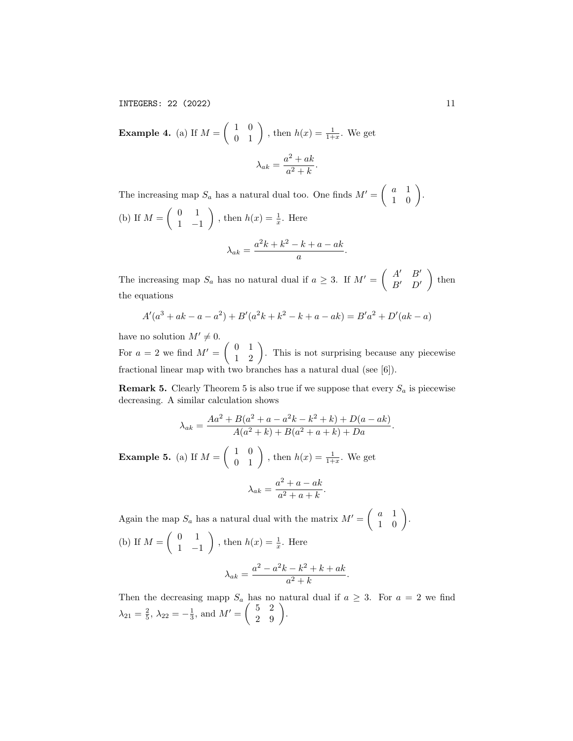**Example 4.** (a) If $M = \begin{pmatrix} 1 & 0 \\ 0 & 1 \end{pmatrix}$ , then $h(x) = \frac{1}{1+x}$. We get

$$\lambda_{ak} = \frac{a^2 + ak}{a^2 + k}.$$

The increasing map $S_a$ has a natural dual too. One finds $M' = \begin{pmatrix} a & 1 \\ 1 & 0 \end{pmatrix}$.

(b) If $M = \begin{pmatrix} 0 & 1 \\ 1 & -1 \end{pmatrix}$ , then $h(x) = \frac{1}{x}$. Here

$$\lambda_{ak} = \frac{a^2k + k^2 - k + a - ak}{a}.$$

The increasing map $S_a$ has no natural dual if $a \geq 3$. If $M' = \begin{pmatrix} A' & B' \\ B' & D' \end{pmatrix}$ then the equations

$$A'(a^3 + ak - a - a^2) + B'(a^2k + k^2 - k + a - ak) = B'a^2 + D'(ak - a)$$

have no solution $M' \neq 0$.

For $a = 2$ we find $M' = \begin{pmatrix} 0 & 1 \\ 1 & 2 \end{pmatrix}$. This is not surprising because any piecewise fractional linear map with two branches has a natural dual (see [6]).

**Remark 5.** Clearly Theorem 5 is also true if we suppose that every $S_a$ is piecewise decreasing. A similar calculation shows

$$\lambda_{ak} = \frac{Aa^2 + B(a^2 + a - a^2k - k^2 + k) + D(a - ak)}{A(a^2 + k) + B(a^2 + a + k) + Da}.$$

**Example 5.** (a) If $M = \begin{pmatrix} 1 & 0 \\ 0 & 1 \end{pmatrix}$ , then $h(x) = \frac{1}{1+x}$. We get

$$\lambda_{ak} = \frac{a^2 + a - ak}{a^2 + a + k}.$$

Again the map $S_a$ has a natural dual with the matrix $M' = \begin{pmatrix} a & 1 \\ 1 & 0 \end{pmatrix}$.

(b) If $M = \begin{pmatrix} 0 & 1 \\ 1 & -1 \end{pmatrix}$ , then $h(x) = \frac{1}{x}$. Here

$$\lambda_{ak} = \frac{a^2 - a^2k - k^2 + k + ak}{a^2 + k}.$$

Then the decreasing mapp $S_a$ has no natural dual if $a \geq 3$. For $a = 2$ we find $\lambda_{21} = \frac{2}{5}$, $\lambda_{22} = -\frac{1}{3}$, and $M' = \begin{pmatrix} 5 & 2 \\ 2 & 9 \end{pmatrix}$.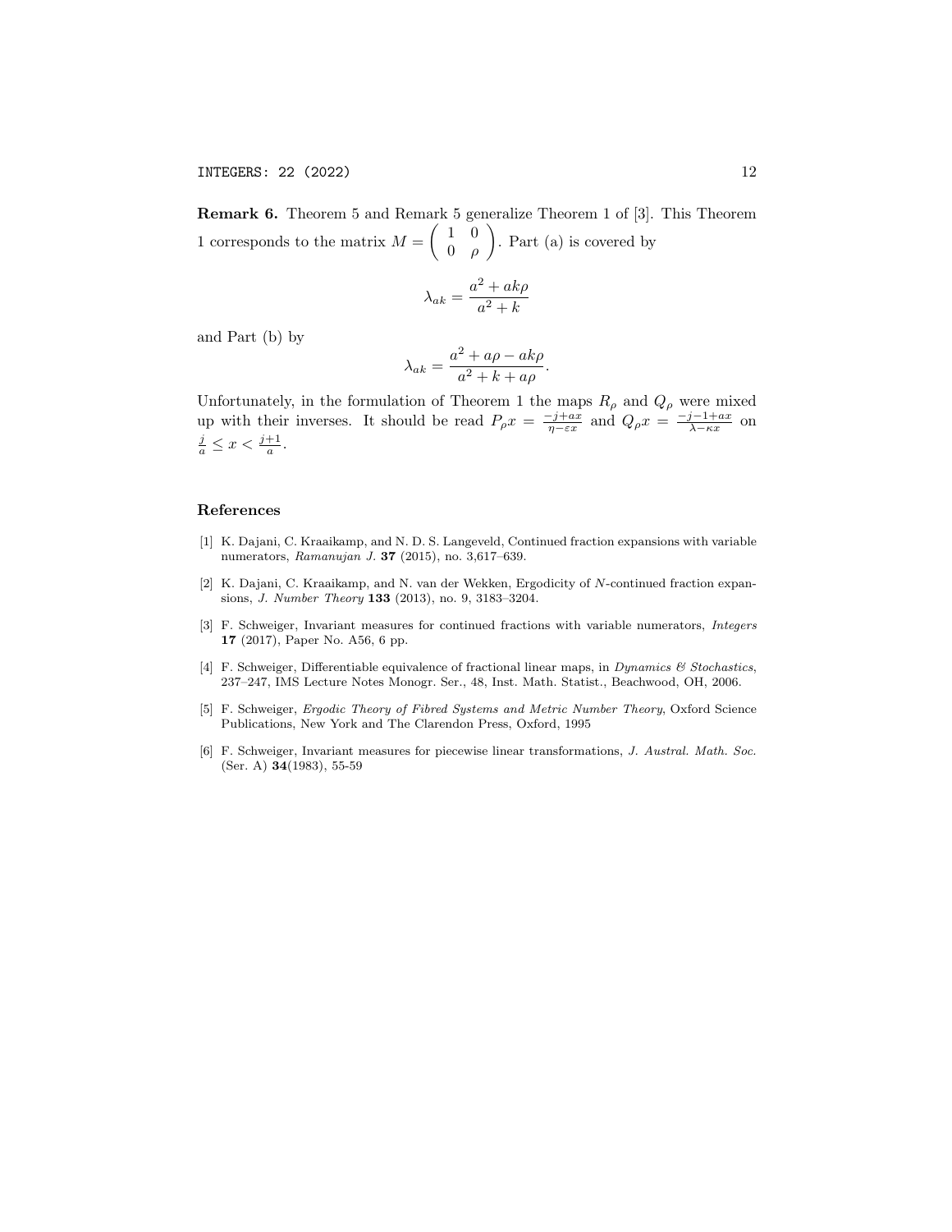**Remark 6.** Theorem 5 and Remark 5 generalize Theorem 1 of [3]. This Theorem 1 corresponds to the matrix $M = \begin{pmatrix} 1 & 0 \\ 0 & \rho \end{pmatrix}$. Part (a) is covered by

$$\lambda_{ak} = \frac{a^2 + ak\rho}{a^2 + k}$$

and Part (b) by

$$\lambda_{ak} = \frac{a^2 + a\rho - ak\rho}{a^2 + k + a\rho}.$$

Unfortunately, in the formulation of Theorem 1 the maps $R_\rho$ and $Q_\rho$ were mixed up with their inverses. It should be read $P_\rho x = \frac{-j+ax}{\eta - \varepsilon x}$ and $Q_\rho x = \frac{-j-1+ax}{\lambda - \kappa x}$ on $\frac{j}{a} \leq x < \frac{j+1}{a}$.

## References

[1] K. Dajani, C. Kraaikamp, and N. D. S. Langeveld, Continued fraction expansions with variable numerators, *Ramanujan J.* **37** (2015), no. 3,617–639.

[2] K. Dajani, C. Kraaikamp, and N. van der Wekken, Ergodicity of $N$-continued fraction expansions, *J. Number Theory* **133** (2013), no. 9, 3183–3204.

[3] F. Schweiger, Invariant measures for continued fractions with variable numerators, *Integers* **17** (2017), Paper No. A56, 6 pp.

[4] F. Schweiger, Differentiable equivalence of fractional linear maps, in *Dynamics & Stochastics*, 237–247, IMS Lecture Notes Monogr. Ser., 48, Inst. Math. Statist., Beachwood, OH, 2006.

[5] F. Schweiger, *Ergodic Theory of Fibred Systems and Metric Number Theory*, Oxford Science Publications, New York and The Clarendon Press, Oxford, 1995

[6] F. Schweiger, Invariant measures for piecewise linear transformations, *J. Austral. Math. Soc.* (Ser. A) **34**(1983), 55-59